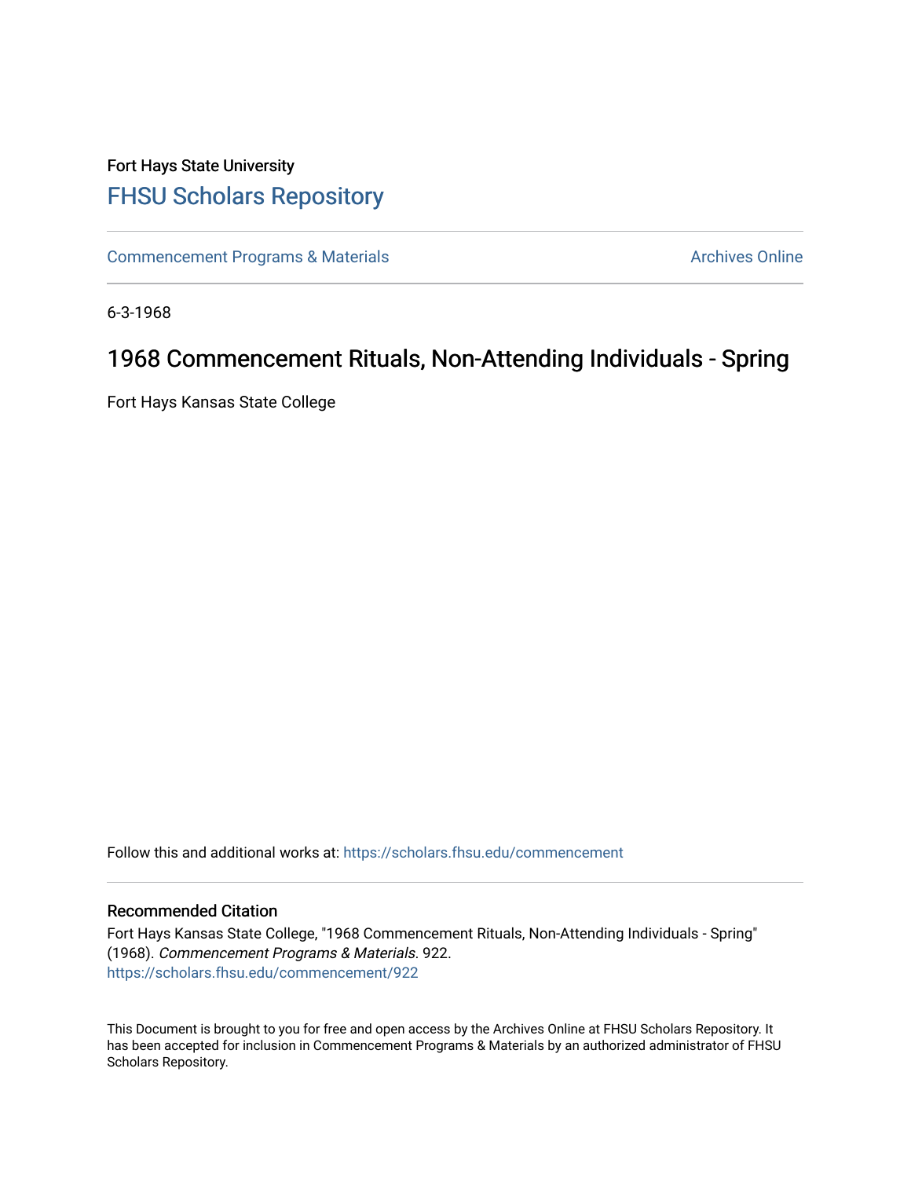Fort Hays State University

# FHSU Scholars Repository

Commencement Programs & Materials

Archives Online

6-3-1968

## 1968 Commencement Rituals, Non-Attending Individuals - Spring

Fort Hays Kansas State College

Follow this and additional works at: https://scholars.fhsu.edu/commencement

### Recommended Citation

Fort Hays Kansas State College, "1968 Commencement Rituals, Non-Attending Individuals - Spring" (1968). *Commencement Programs & Materials*. 922.
https://scholars.fhsu.edu/commencement/922

This Document is brought to you for free and open access by the Archives Online at FHSU Scholars Repository. It has been accepted for inclusion in Commencement Programs & Materials by an authorized administrator of FHSU Scholars Repository.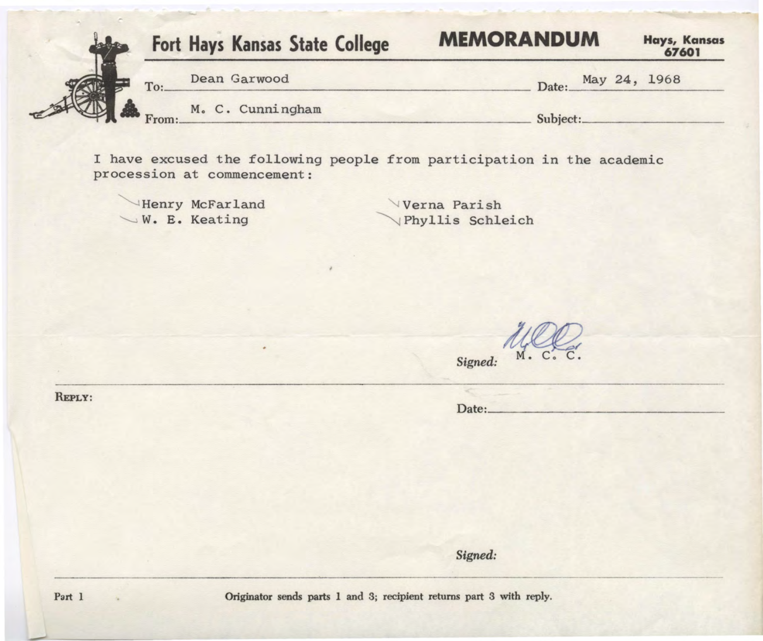# Fort Hays Kansas State College MEMORANDUM

Hays, Kansas 67601

To: Dean Garwood

Date: May 24, 1968

From: M. C. Cunningham

Subject:

I have excused the following people from participation in the academic procession at commencement:

- Henry McFarland
- W. E. Keating
- Verna Parish
- Phyllis Schleich

*Signed:* M. C. C.

---

**REPLY:**

Date:

*Signed:*

---

Part 1

**Originator sends parts 1 and 3; recipient returns part 3 with reply.**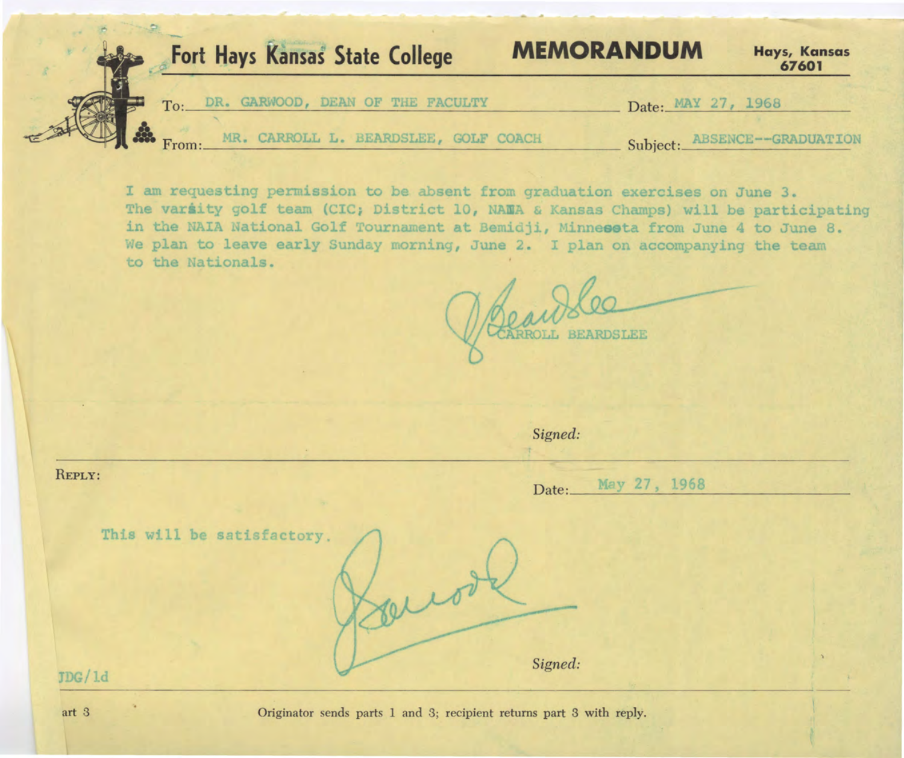# Fort Hays Kansas State College

## MEMORANDUM

Hays, Kansas
67601

To: DR. GARWOOD, DEAN OF THE FACULTY

Date: MAY 27, 1968

From: MR. CARROLL L. BEARDSLEE, GOLF COACH

Subject: ABSENCE--GRADUATION

I am requesting permission to be absent from graduation exercises on June 3. The varsity golf team (CIC; District 10, NAIA & Kansas Champs) will be participating in the NAIA National Golf Tournament at Bemidji, Minnesota from June 4 to June 8. We plan to leave early Sunday morning, June 2. I plan on accompanying the team to the Nationals.

Beardslee
CARROLL BEARDSLEE

*Signed:*

---

REPLY:

Date: May 27, 1968

This will be satisfactory.

Garwood

*Signed:*

JDG/ld

art 3

Originator sends parts 1 and 3; recipient returns part 3 with reply.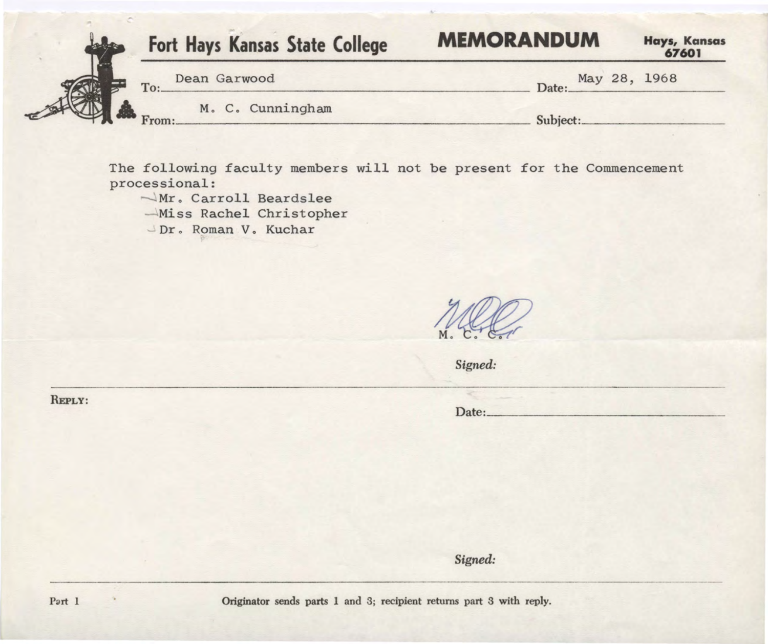**Fort Hays Kansas State College** **MEMORANDUM** **Hays, Kansas 67601**

To: Dean Garwood  Date: May 28, 1968

From: M. C. Cunningham  Subject:

The following faculty members will not be present for the Commencement processional:

- Mr. Carroll Beardslee
- Miss Rachel Christopher
- Dr. Roman V. Kuchar

M. C. C.

*Signed:*

**REPLY:**

Date:

*Signed:*

Part 1  Originator sends parts 1 and 3; recipient returns part 3 with reply.